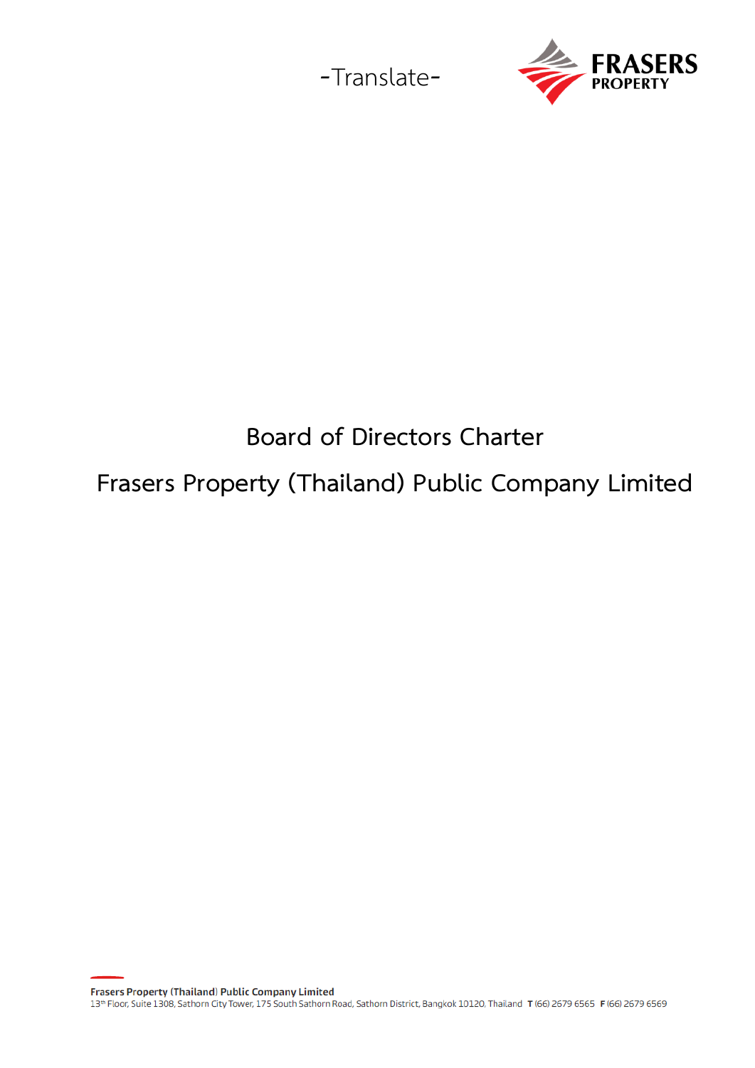-Translate-

# Board of Directors Charter

# Frasers Property (Thailand) Public Company Limited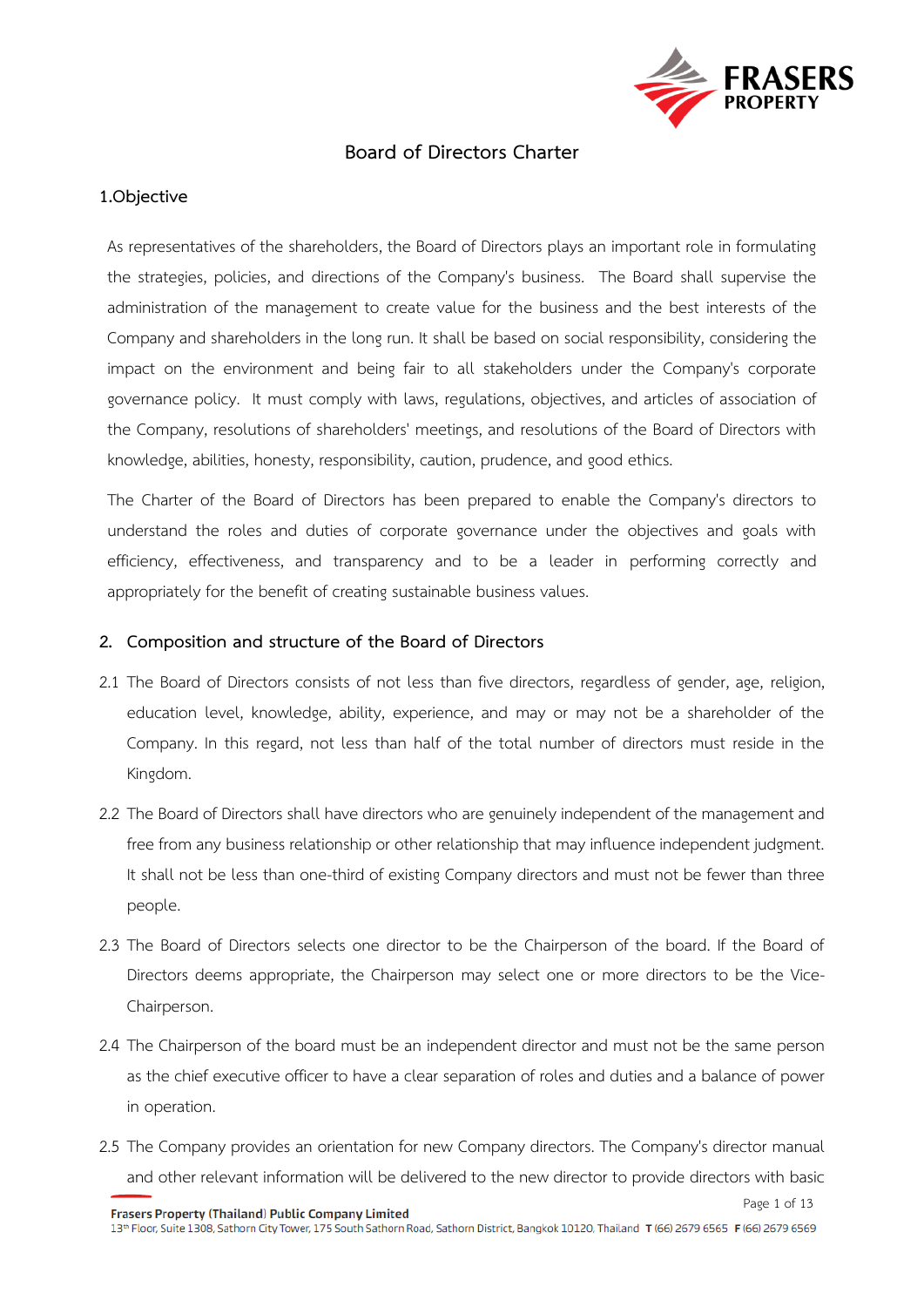# Board of Directors Charter

## 1.Objective

As representatives of the shareholders, the Board of Directors plays an important role in formulating the strategies, policies, and directions of the Company's business. The Board shall supervise the administration of the management to create value for the business and the best interests of the Company and shareholders in the long run. It shall be based on social responsibility, considering the impact on the environment and being fair to all stakeholders under the Company's corporate governance policy. It must comply with laws, regulations, objectives, and articles of association of the Company, resolutions of shareholders' meetings, and resolutions of the Board of Directors with knowledge, abilities, honesty, responsibility, caution, prudence, and good ethics.

The Charter of the Board of Directors has been prepared to enable the Company's directors to understand the roles and duties of corporate governance under the objectives and goals with efficiency, effectiveness, and transparency and to be a leader in performing correctly and appropriately for the benefit of creating sustainable business values.

## 2. Composition and structure of the Board of Directors

2.1 The Board of Directors consists of not less than five directors, regardless of gender, age, religion, education level, knowledge, ability, experience, and may or may not be a shareholder of the Company. In this regard, not less than half of the total number of directors must reside in the Kingdom.

2.2 The Board of Directors shall have directors who are genuinely independent of the management and free from any business relationship or other relationship that may influence independent judgment. It shall not be less than one-third of existing Company directors and must not be fewer than three people.

2.3 The Board of Directors selects one director to be the Chairperson of the board. If the Board of Directors deems appropriate, the Chairperson may select one or more directors to be the Vice-Chairperson.

2.4 The Chairperson of the board must be an independent director and must not be the same person as the chief executive officer to have a clear separation of roles and duties and a balance of power in operation.

2.5 The Company provides an orientation for new Company directors. The Company's director manual and other relevant information will be delivered to the new director to provide directors with basic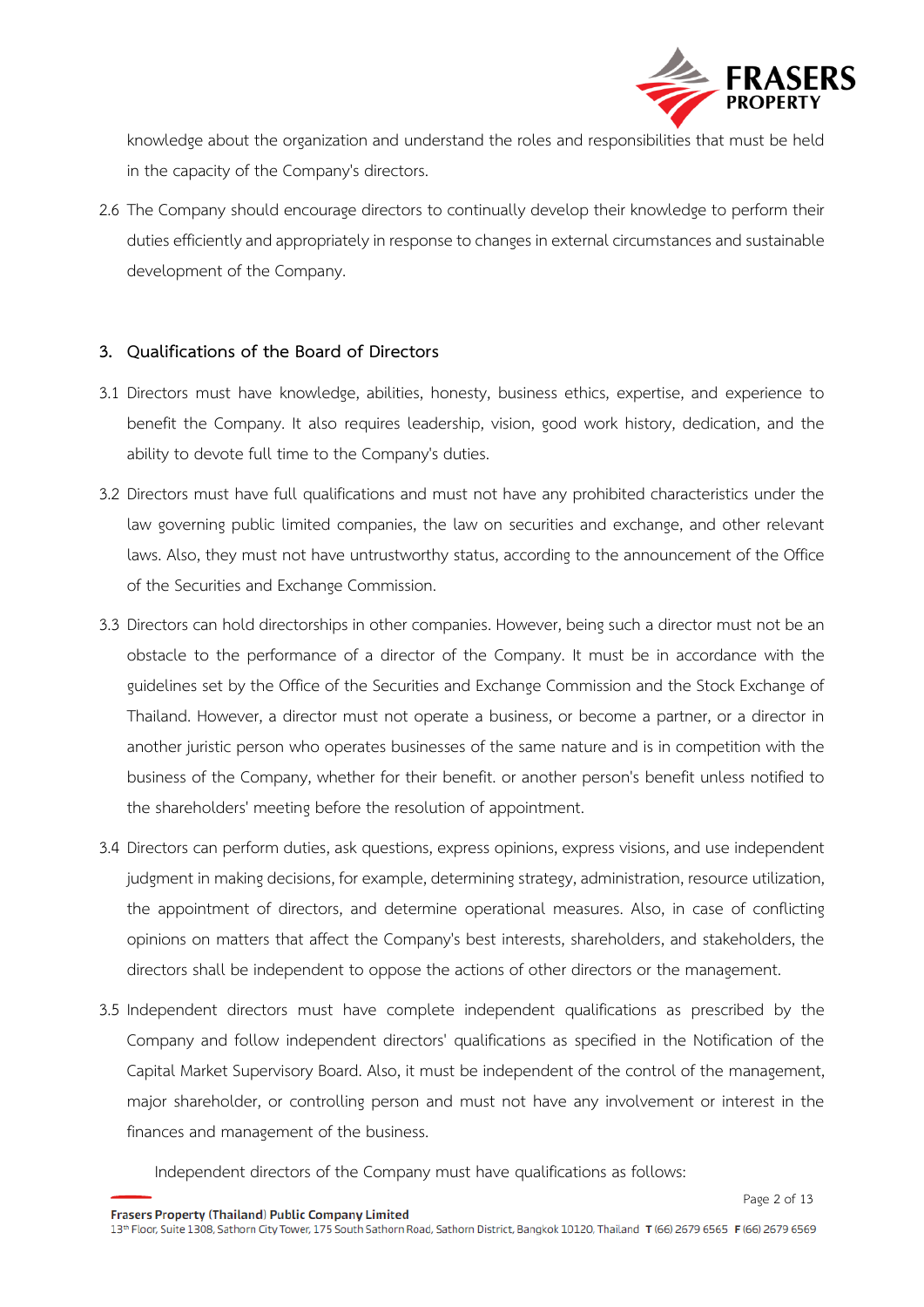knowledge about the organization and understand the roles and responsibilities that must be held in the capacity of the Company's directors.

2.6 The Company should encourage directors to continually develop their knowledge to perform their duties efficiently and appropriately in response to changes in external circumstances and sustainable development of the Company.

## 3. Qualifications of the Board of Directors

3.1 Directors must have knowledge, abilities, honesty, business ethics, expertise, and experience to benefit the Company. It also requires leadership, vision, good work history, dedication, and the ability to devote full time to the Company's duties.

3.2 Directors must have full qualifications and must not have any prohibited characteristics under the law governing public limited companies, the law on securities and exchange, and other relevant laws. Also, they must not have untrustworthy status, according to the announcement of the Office of the Securities and Exchange Commission.

3.3 Directors can hold directorships in other companies. However, being such a director must not be an obstacle to the performance of a director of the Company. It must be in accordance with the guidelines set by the Office of the Securities and Exchange Commission and the Stock Exchange of Thailand. However, a director must not operate a business, or become a partner, or a director in another juristic person who operates businesses of the same nature and is in competition with the business of the Company, whether for their benefit. or another person's benefit unless notified to the shareholders' meeting before the resolution of appointment.

3.4 Directors can perform duties, ask questions, express opinions, express visions, and use independent judgment in making decisions, for example, determining strategy, administration, resource utilization, the appointment of directors, and determine operational measures. Also, in case of conflicting opinions on matters that affect the Company's best interests, shareholders, and stakeholders, the directors shall be independent to oppose the actions of other directors or the management.

3.5 Independent directors must have complete independent qualifications as prescribed by the Company and follow independent directors' qualifications as specified in the Notification of the Capital Market Supervisory Board. Also, it must be independent of the control of the management, major shareholder, or controlling person and must not have any involvement or interest in the finances and management of the business.

Independent directors of the Company must have qualifications as follows: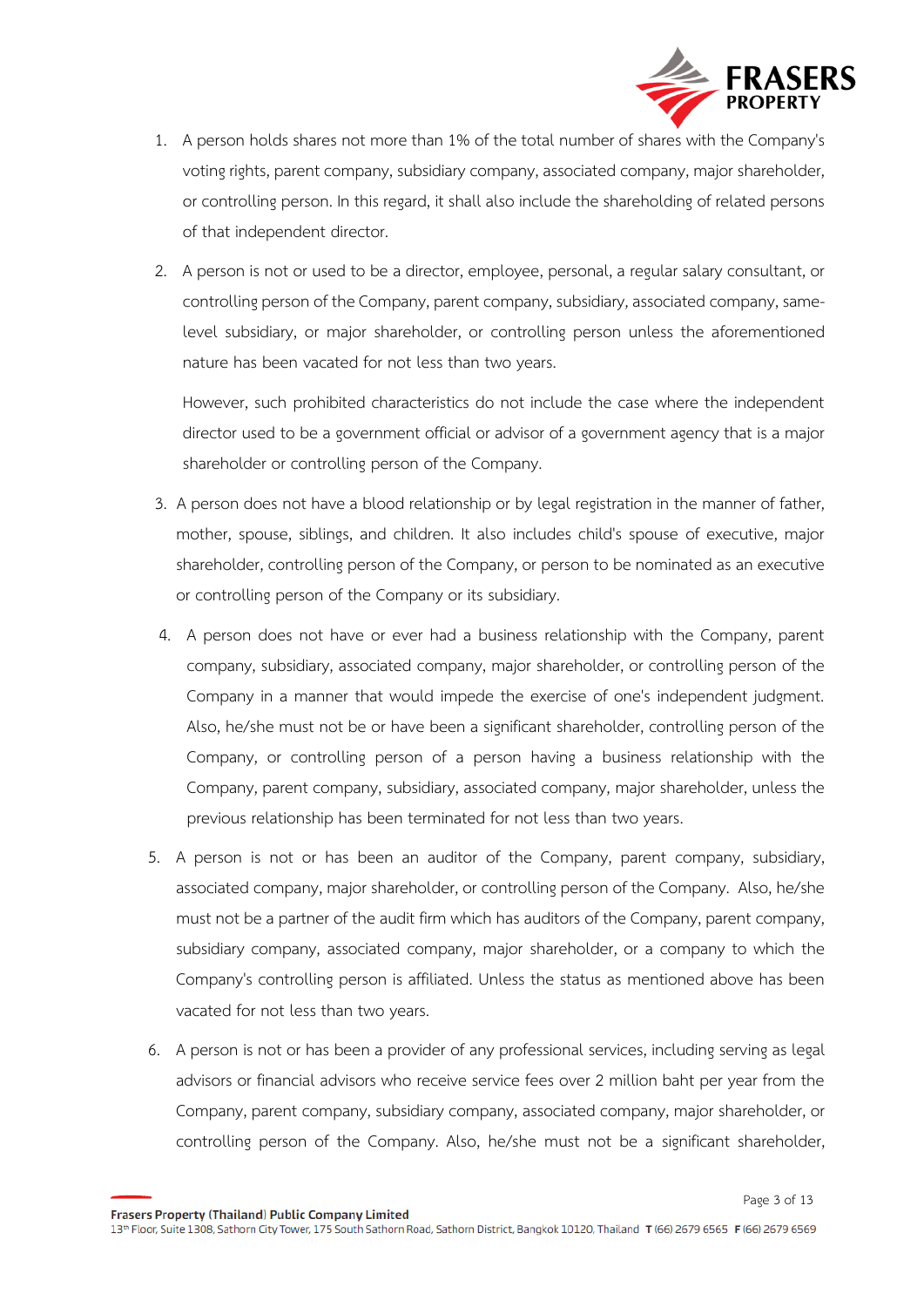1. A person holds shares not more than 1% of the total number of shares with the Company's voting rights, parent company, subsidiary company, associated company, major shareholder, or controlling person. In this regard, it shall also include the shareholding of related persons of that independent director.

2. A person is not or used to be a director, employee, personal, a regular salary consultant, or controlling person of the Company, parent company, subsidiary, associated company, same-level subsidiary, or major shareholder, or controlling person unless the aforementioned nature has been vacated for not less than two years.

   However, such prohibited characteristics do not include the case where the independent director used to be a government official or advisor of a government agency that is a major shareholder or controlling person of the Company.

3. A person does not have a blood relationship or by legal registration in the manner of father, mother, spouse, siblings, and children. It also includes child's spouse of executive, major shareholder, controlling person of the Company, or person to be nominated as an executive or controlling person of the Company or its subsidiary.

4. A person does not have or ever had a business relationship with the Company, parent company, subsidiary, associated company, major shareholder, or controlling person of the Company in a manner that would impede the exercise of one's independent judgment. Also, he/she must not be or have been a significant shareholder, controlling person of the Company, or controlling person of a person having a business relationship with the Company, parent company, subsidiary, associated company, major shareholder, unless the previous relationship has been terminated for not less than two years.

5. A person is not or has been an auditor of the Company, parent company, subsidiary, associated company, major shareholder, or controlling person of the Company. Also, he/she must not be a partner of the audit firm which has auditors of the Company, parent company, subsidiary company, associated company, major shareholder, or a company to which the Company's controlling person is affiliated. Unless the status as mentioned above has been vacated for not less than two years.

6. A person is not or has been a provider of any professional services, including serving as legal advisors or financial advisors who receive service fees over 2 million baht per year from the Company, parent company, subsidiary company, associated company, major shareholder, or controlling person of the Company. Also, he/she must not be a significant shareholder,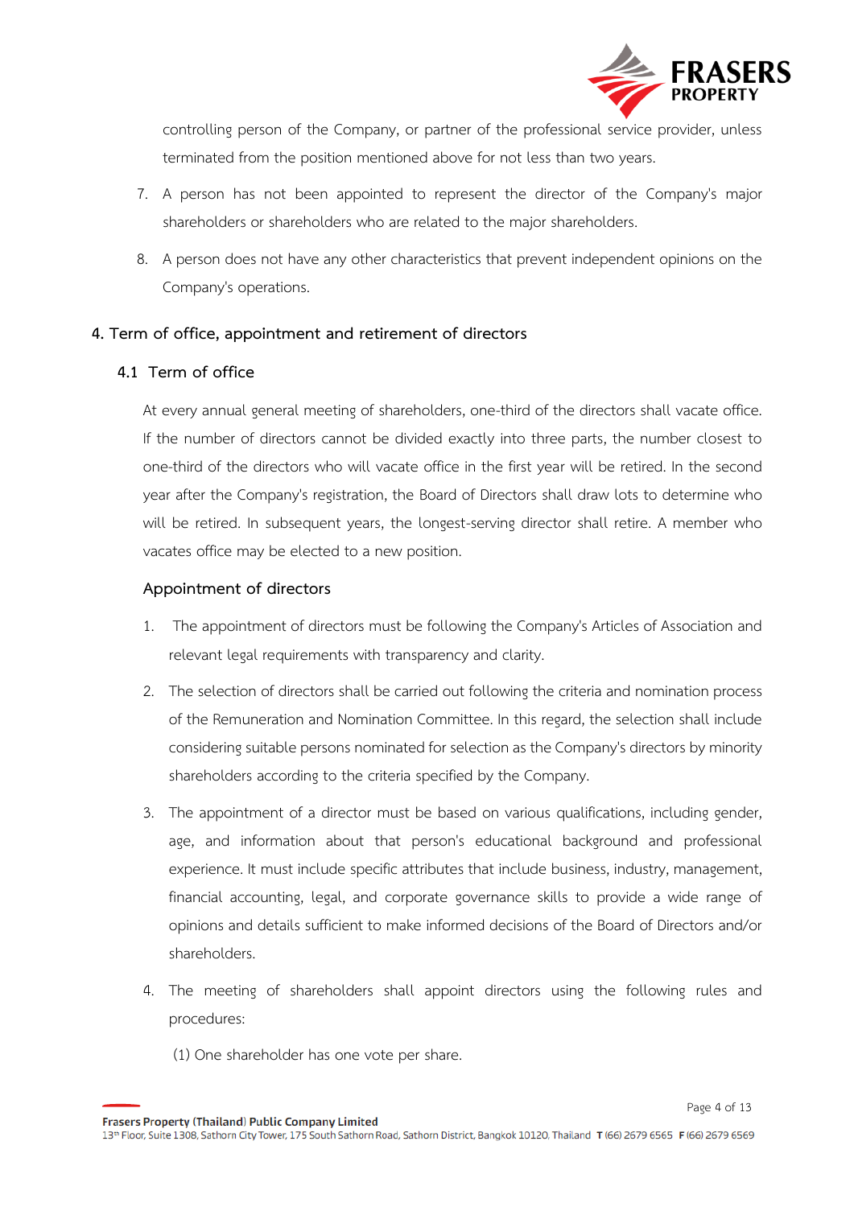controlling person of the Company, or partner of the professional service provider, unless terminated from the position mentioned above for not less than two years.

7. A person has not been appointed to represent the director of the Company's major shareholders or shareholders who are related to the major shareholders.
8. A person does not have any other characteristics that prevent independent opinions on the Company's operations.

## 4. Term of office, appointment and retirement of directors

### 4.1 Term of office

At every annual general meeting of shareholders, one-third of the directors shall vacate office. If the number of directors cannot be divided exactly into three parts, the number closest to one-third of the directors who will vacate office in the first year will be retired. In the second year after the Company's registration, the Board of Directors shall draw lots to determine who will be retired. In subsequent years, the longest-serving director shall retire. A member who vacates office may be elected to a new position.

### Appointment of directors

1. The appointment of directors must be following the Company's Articles of Association and relevant legal requirements with transparency and clarity.
2. The selection of directors shall be carried out following the criteria and nomination process of the Remuneration and Nomination Committee. In this regard, the selection shall include considering suitable persons nominated for selection as the Company's directors by minority shareholders according to the criteria specified by the Company.
3. The appointment of a director must be based on various qualifications, including gender, age, and information about that person's educational background and professional experience. It must include specific attributes that include business, industry, management, financial accounting, legal, and corporate governance skills to provide a wide range of opinions and details sufficient to make informed decisions of the Board of Directors and/or shareholders.
4. The meeting of shareholders shall appoint directors using the following rules and procedures:

   (1) One shareholder has one vote per share.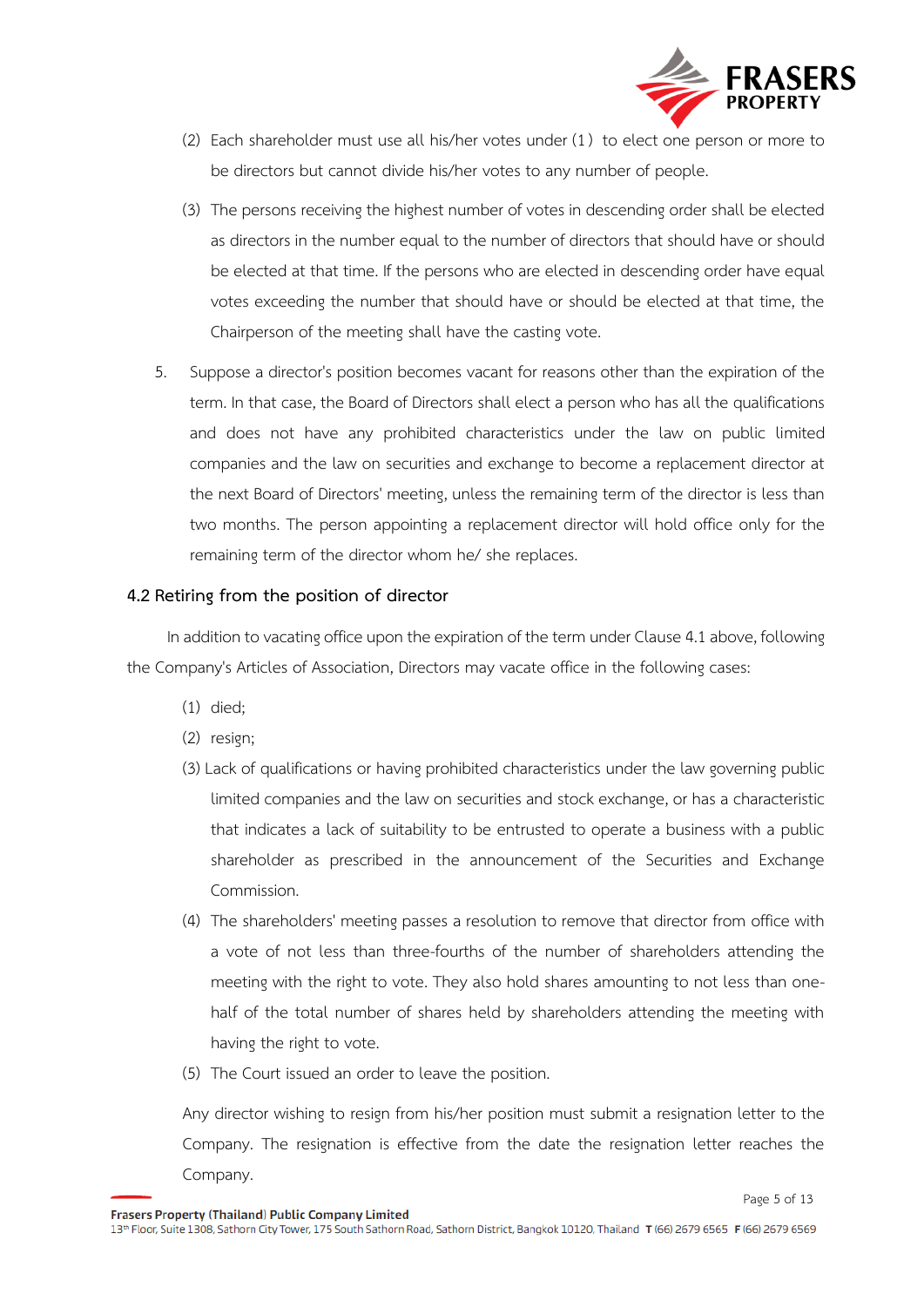(2) Each shareholder must use all his/her votes under (1) to elect one person or more to be directors but cannot divide his/her votes to any number of people.

(3) The persons receiving the highest number of votes in descending order shall be elected as directors in the number equal to the number of directors that should have or should be elected at that time. If the persons who are elected in descending order have equal votes exceeding the number that should have or should be elected at that time, the Chairperson of the meeting shall have the casting vote.

5. Suppose a director's position becomes vacant for reasons other than the expiration of the term. In that case, the Board of Directors shall elect a person who has all the qualifications and does not have any prohibited characteristics under the law on public limited companies and the law on securities and exchange to become a replacement director at the next Board of Directors' meeting, unless the remaining term of the director is less than two months. The person appointing a replacement director will hold office only for the remaining term of the director whom he/ she replaces.

### 4.2 Retiring from the position of director

In addition to vacating office upon the expiration of the term under Clause 4.1 above, following the Company's Articles of Association, Directors may vacate office in the following cases:

(1) died;

(2) resign;

(3) Lack of qualifications or having prohibited characteristics under the law governing public limited companies and the law on securities and stock exchange, or has a characteristic that indicates a lack of suitability to be entrusted to operate a business with a public shareholder as prescribed in the announcement of the Securities and Exchange Commission.

(4) The shareholders' meeting passes a resolution to remove that director from office with a vote of not less than three-fourths of the number of shareholders attending the meeting with the right to vote. They also hold shares amounting to not less than one-half of the total number of shares held by shareholders attending the meeting with having the right to vote.

(5) The Court issued an order to leave the position.

Any director wishing to resign from his/her position must submit a resignation letter to the Company. The resignation is effective from the date the resignation letter reaches the Company.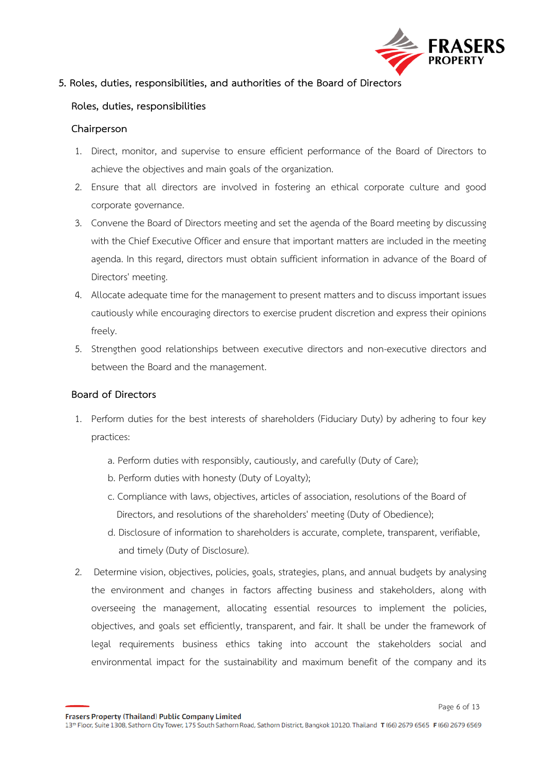## 5. Roles, duties, responsibilities, and authorities of the Board of Directors

### Roles, duties, responsibilities

### Chairperson

1. Direct, monitor, and supervise to ensure efficient performance of the Board of Directors to achieve the objectives and main goals of the organization.
2. Ensure that all directors are involved in fostering an ethical corporate culture and good corporate governance.
3. Convene the Board of Directors meeting and set the agenda of the Board meeting by discussing with the Chief Executive Officer and ensure that important matters are included in the meeting agenda. In this regard, directors must obtain sufficient information in advance of the Board of Directors' meeting.
4. Allocate adequate time for the management to present matters and to discuss important issues cautiously while encouraging directors to exercise prudent discretion and express their opinions freely.
5. Strengthen good relationships between executive directors and non-executive directors and between the Board and the management.

### Board of Directors

1. Perform duties for the best interests of shareholders (Fiduciary Duty) by adhering to four key practices:

   a. Perform duties with responsibly, cautiously, and carefully (Duty of Care);

   b. Perform duties with honesty (Duty of Loyalty);

   c. Compliance with laws, objectives, articles of association, resolutions of the Board of Directors, and resolutions of the shareholders' meeting (Duty of Obedience);

   d. Disclosure of information to shareholders is accurate, complete, transparent, verifiable, and timely (Duty of Disclosure).

2. Determine vision, objectives, policies, goals, strategies, plans, and annual budgets by analysing the environment and changes in factors affecting business and stakeholders, along with overseeing the management, allocating essential resources to implement the policies, objectives, and goals set efficiently, transparent, and fair. It shall be under the framework of legal requirements business ethics taking into account the stakeholders social and environmental impact for the sustainability and maximum benefit of the company and its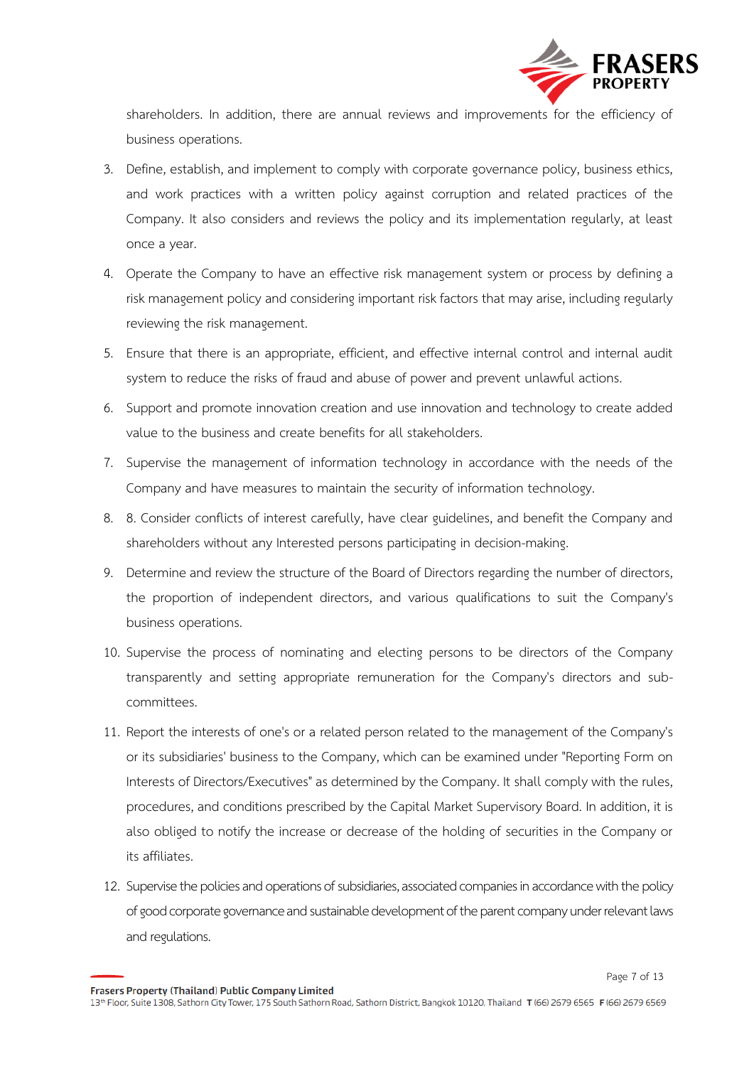shareholders. In addition, there are annual reviews and improvements for the efficiency of business operations.

3. Define, establish, and implement to comply with corporate governance policy, business ethics, and work practices with a written policy against corruption and related practices of the Company. It also considers and reviews the policy and its implementation regularly, at least once a year.
4. Operate the Company to have an effective risk management system or process by defining a risk management policy and considering important risk factors that may arise, including regularly reviewing the risk management.
5. Ensure that there is an appropriate, efficient, and effective internal control and internal audit system to reduce the risks of fraud and abuse of power and prevent unlawful actions.
6. Support and promote innovation creation and use innovation and technology to create added value to the business and create benefits for all stakeholders.
7. Supervise the management of information technology in accordance with the needs of the Company and have measures to maintain the security of information technology.
8. 8. Consider conflicts of interest carefully, have clear guidelines, and benefit the Company and shareholders without any Interested persons participating in decision-making.
9. Determine and review the structure of the Board of Directors regarding the number of directors, the proportion of independent directors, and various qualifications to suit the Company's business operations.
10. Supervise the process of nominating and electing persons to be directors of the Company transparently and setting appropriate remuneration for the Company's directors and sub-committees.
11. Report the interests of one's or a related person related to the management of the Company's or its subsidiaries' business to the Company, which can be examined under "Reporting Form on Interests of Directors/Executives" as determined by the Company. It shall comply with the rules, procedures, and conditions prescribed by the Capital Market Supervisory Board. In addition, it is also obliged to notify the increase or decrease of the holding of securities in the Company or its affiliates.
12. Supervise the policies and operations of subsidiaries, associated companies in accordance with the policy of good corporate governance and sustainable development of the parent company under relevant laws and regulations.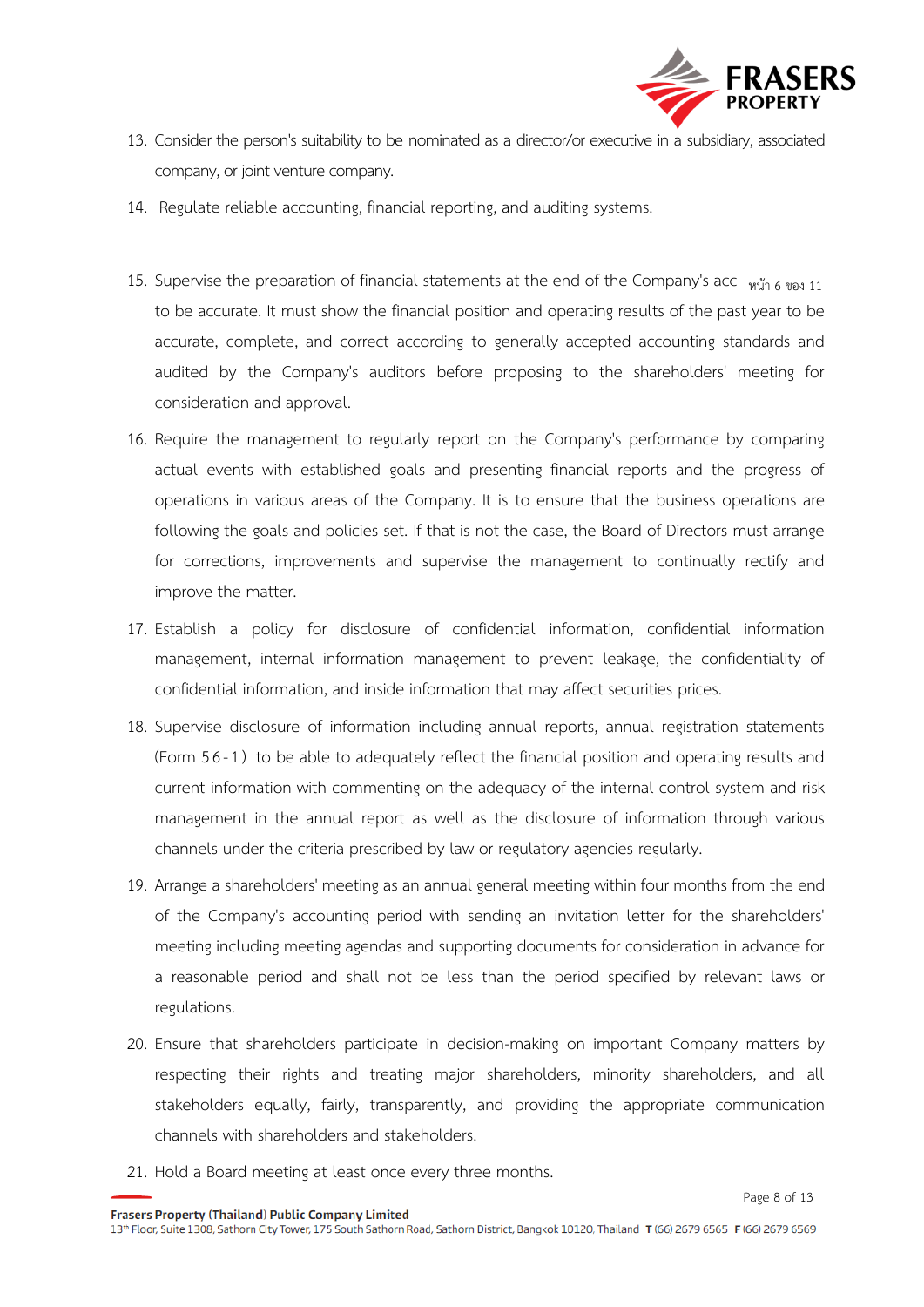13. Consider the person's suitability to be nominated as a director/or executive in a subsidiary, associated company, or joint venture company.
14. Regulate reliable accounting, financial reporting, and auditing systems.
15. Supervise the preparation of financial statements at the end of the Company's acc หน้า 6 ของ 11 to be accurate. It must show the financial position and operating results of the past year to be accurate, complete, and correct according to generally accepted accounting standards and audited by the Company's auditors before proposing to the shareholders' meeting for consideration and approval.
16. Require the management to regularly report on the Company's performance by comparing actual events with established goals and presenting financial reports and the progress of operations in various areas of the Company. It is to ensure that the business operations are following the goals and policies set. If that is not the case, the Board of Directors must arrange for corrections, improvements and supervise the management to continually rectify and improve the matter.
17. Establish a policy for disclosure of confidential information, confidential information management, internal information management to prevent leakage, the confidentiality of confidential information, and inside information that may affect securities prices.
18. Supervise disclosure of information including annual reports, annual registration statements (Form 56-1) to be able to adequately reflect the financial position and operating results and current information with commenting on the adequacy of the internal control system and risk management in the annual report as well as the disclosure of information through various channels under the criteria prescribed by law or regulatory agencies regularly.
19. Arrange a shareholders' meeting as an annual general meeting within four months from the end of the Company's accounting period with sending an invitation letter for the shareholders' meeting including meeting agendas and supporting documents for consideration in advance for a reasonable period and shall not be less than the period specified by relevant laws or regulations.
20. Ensure that shareholders participate in decision-making on important Company matters by respecting their rights and treating major shareholders, minority shareholders, and all stakeholders equally, fairly, transparently, and providing the appropriate communication channels with shareholders and stakeholders.
21. Hold a Board meeting at least once every three months.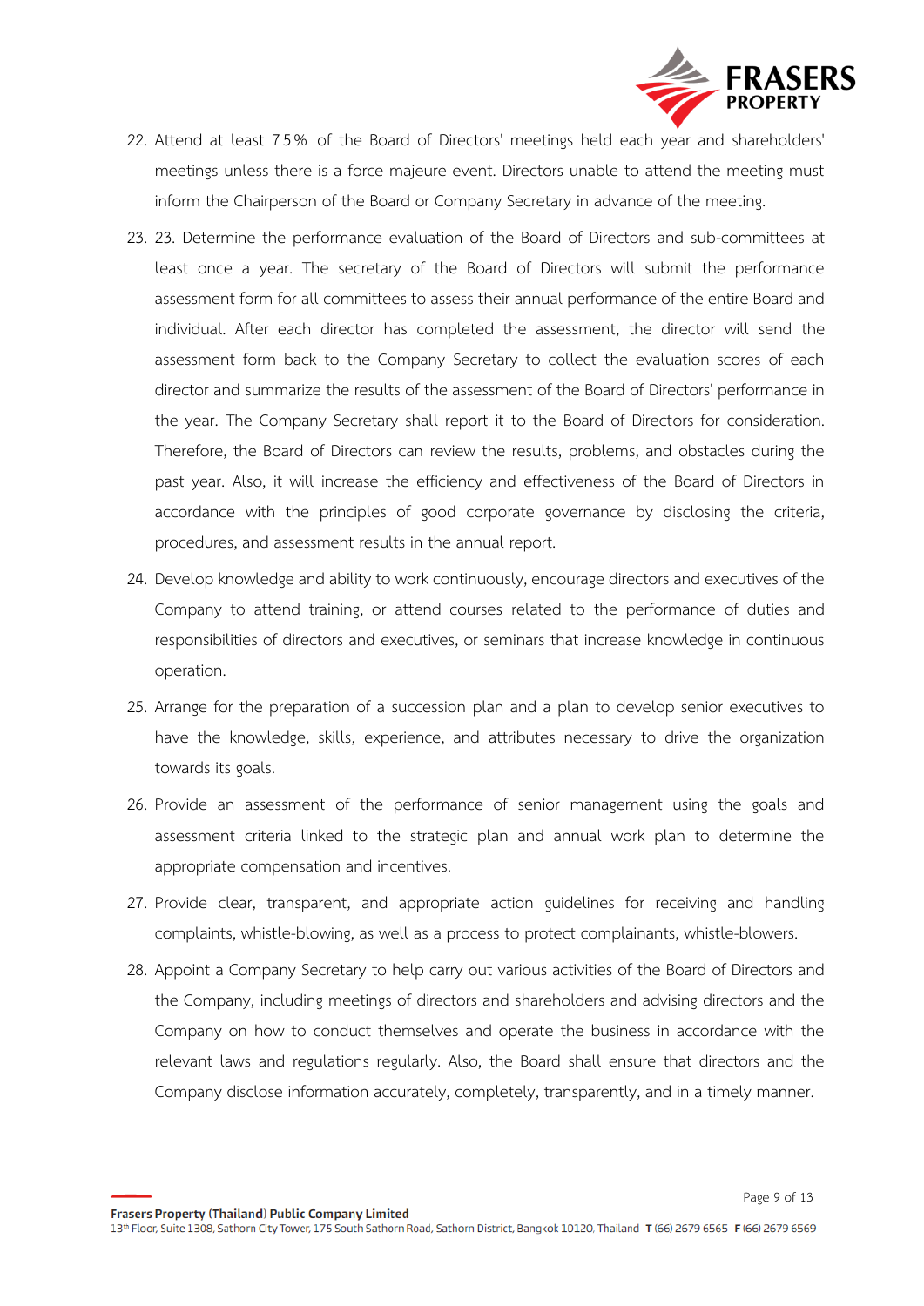22. Attend at least 75% of the Board of Directors' meetings held each year and shareholders' meetings unless there is a force majeure event. Directors unable to attend the meeting must inform the Chairperson of the Board or Company Secretary in advance of the meeting.
23. 23. Determine the performance evaluation of the Board of Directors and sub-committees at least once a year. The secretary of the Board of Directors will submit the performance assessment form for all committees to assess their annual performance of the entire Board and individual. After each director has completed the assessment, the director will send the assessment form back to the Company Secretary to collect the evaluation scores of each director and summarize the results of the assessment of the Board of Directors' performance in the year. The Company Secretary shall report it to the Board of Directors for consideration. Therefore, the Board of Directors can review the results, problems, and obstacles during the past year. Also, it will increase the efficiency and effectiveness of the Board of Directors in accordance with the principles of good corporate governance by disclosing the criteria, procedures, and assessment results in the annual report.
24. Develop knowledge and ability to work continuously, encourage directors and executives of the Company to attend training, or attend courses related to the performance of duties and responsibilities of directors and executives, or seminars that increase knowledge in continuous operation.
25. Arrange for the preparation of a succession plan and a plan to develop senior executives to have the knowledge, skills, experience, and attributes necessary to drive the organization towards its goals.
26. Provide an assessment of the performance of senior management using the goals and assessment criteria linked to the strategic plan and annual work plan to determine the appropriate compensation and incentives.
27. Provide clear, transparent, and appropriate action guidelines for receiving and handling complaints, whistle-blowing, as well as a process to protect complainants, whistle-blowers.
28. Appoint a Company Secretary to help carry out various activities of the Board of Directors and the Company, including meetings of directors and shareholders and advising directors and the Company on how to conduct themselves and operate the business in accordance with the relevant laws and regulations regularly. Also, the Board shall ensure that directors and the Company disclose information accurately, completely, transparently, and in a timely manner.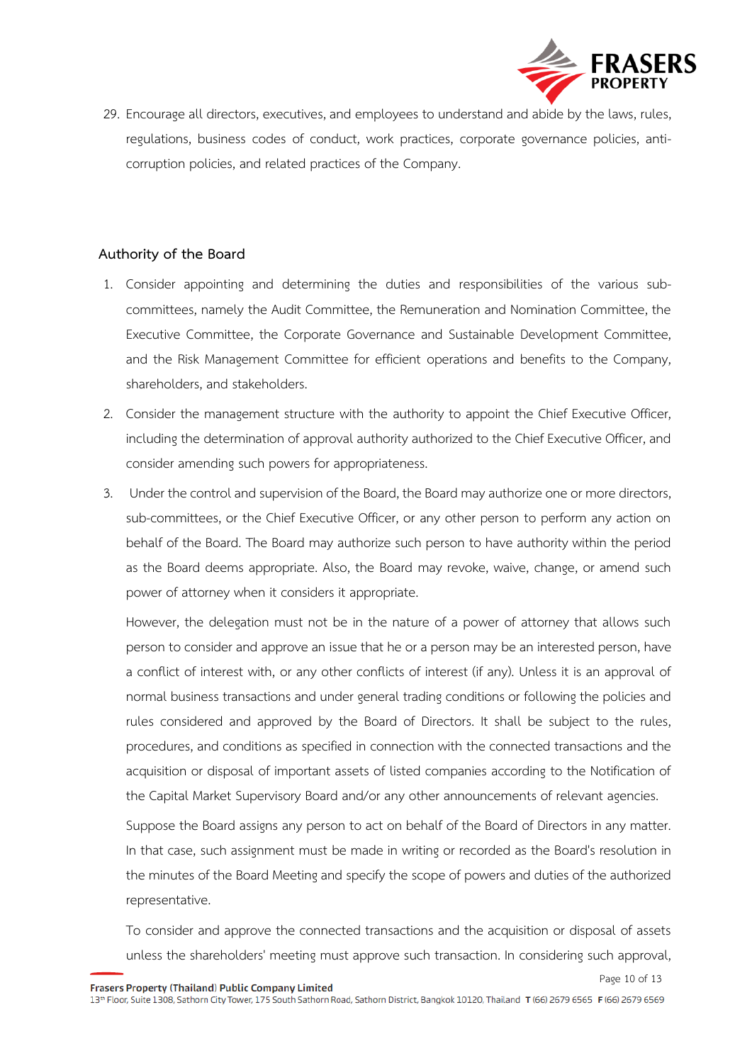29. Encourage all directors, executives, and employees to understand and abide by the laws, rules, regulations, business codes of conduct, work practices, corporate governance policies, anti-corruption policies, and related practices of the Company.

## Authority of the Board

1. Consider appointing and determining the duties and responsibilities of the various sub-committees, namely the Audit Committee, the Remuneration and Nomination Committee, the Executive Committee, the Corporate Governance and Sustainable Development Committee, and the Risk Management Committee for efficient operations and benefits to the Company, shareholders, and stakeholders.
2. Consider the management structure with the authority to appoint the Chief Executive Officer, including the determination of approval authority authorized to the Chief Executive Officer, and consider amending such powers for appropriateness.
3. Under the control and supervision of the Board, the Board may authorize one or more directors, sub-committees, or the Chief Executive Officer, or any other person to perform any action on behalf of the Board. The Board may authorize such person to have authority within the period as the Board deems appropriate. Also, the Board may revoke, waive, change, or amend such power of attorney when it considers it appropriate.

   However, the delegation must not be in the nature of a power of attorney that allows such person to consider and approve an issue that he or a person may be an interested person, have a conflict of interest with, or any other conflicts of interest (if any). Unless it is an approval of normal business transactions and under general trading conditions or following the policies and rules considered and approved by the Board of Directors. It shall be subject to the rules, procedures, and conditions as specified in connection with the connected transactions and the acquisition or disposal of important assets of listed companies according to the Notification of the Capital Market Supervisory Board and/or any other announcements of relevant agencies.

   Suppose the Board assigns any person to act on behalf of the Board of Directors in any matter. In that case, such assignment must be made in writing or recorded as the Board's resolution in the minutes of the Board Meeting and specify the scope of powers and duties of the authorized representative.

   To consider and approve the connected transactions and the acquisition or disposal of assets unless the shareholders' meeting must approve such transaction. In considering such approval,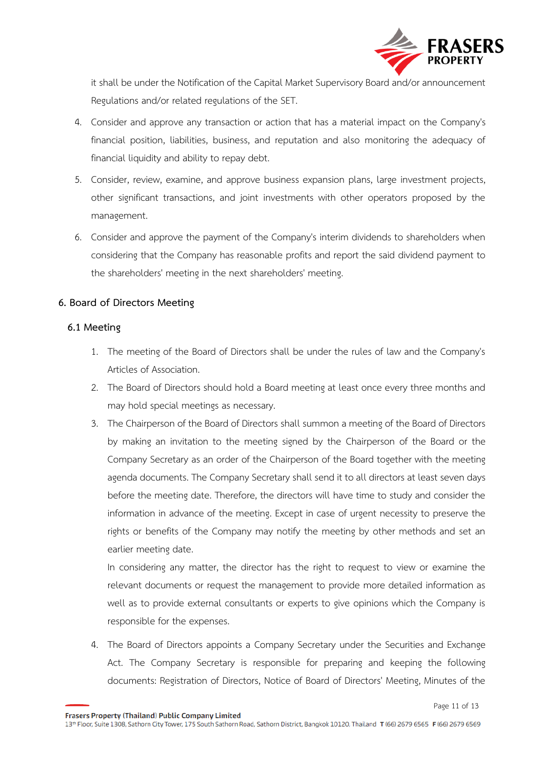it shall be under the Notification of the Capital Market Supervisory Board and/or announcement Regulations and/or related regulations of the SET.

4. Consider and approve any transaction or action that has a material impact on the Company's financial position, liabilities, business, and reputation and also monitoring the adequacy of financial liquidity and ability to repay debt.
5. Consider, review, examine, and approve business expansion plans, large investment projects, other significant transactions, and joint investments with other operators proposed by the management.
6. Consider and approve the payment of the Company's interim dividends to shareholders when considering that the Company has reasonable profits and report the said dividend payment to the shareholders' meeting in the next shareholders' meeting.

## 6. Board of Directors Meeting

### 6.1 Meeting

1. The meeting of the Board of Directors shall be under the rules of law and the Company's Articles of Association.
2. The Board of Directors should hold a Board meeting at least once every three months and may hold special meetings as necessary.
3. The Chairperson of the Board of Directors shall summon a meeting of the Board of Directors by making an invitation to the meeting signed by the Chairperson of the Board or the Company Secretary as an order of the Chairperson of the Board together with the meeting agenda documents. The Company Secretary shall send it to all directors at least seven days before the meeting date. Therefore, the directors will have time to study and consider the information in advance of the meeting. Except in case of urgent necessity to preserve the rights or benefits of the Company may notify the meeting by other methods and set an earlier meeting date.

   In considering any matter, the director has the right to request to view or examine the relevant documents or request the management to provide more detailed information as well as to provide external consultants or experts to give opinions which the Company is responsible for the expenses.

4. The Board of Directors appoints a Company Secretary under the Securities and Exchange Act. The Company Secretary is responsible for preparing and keeping the following documents: Registration of Directors, Notice of Board of Directors' Meeting, Minutes of the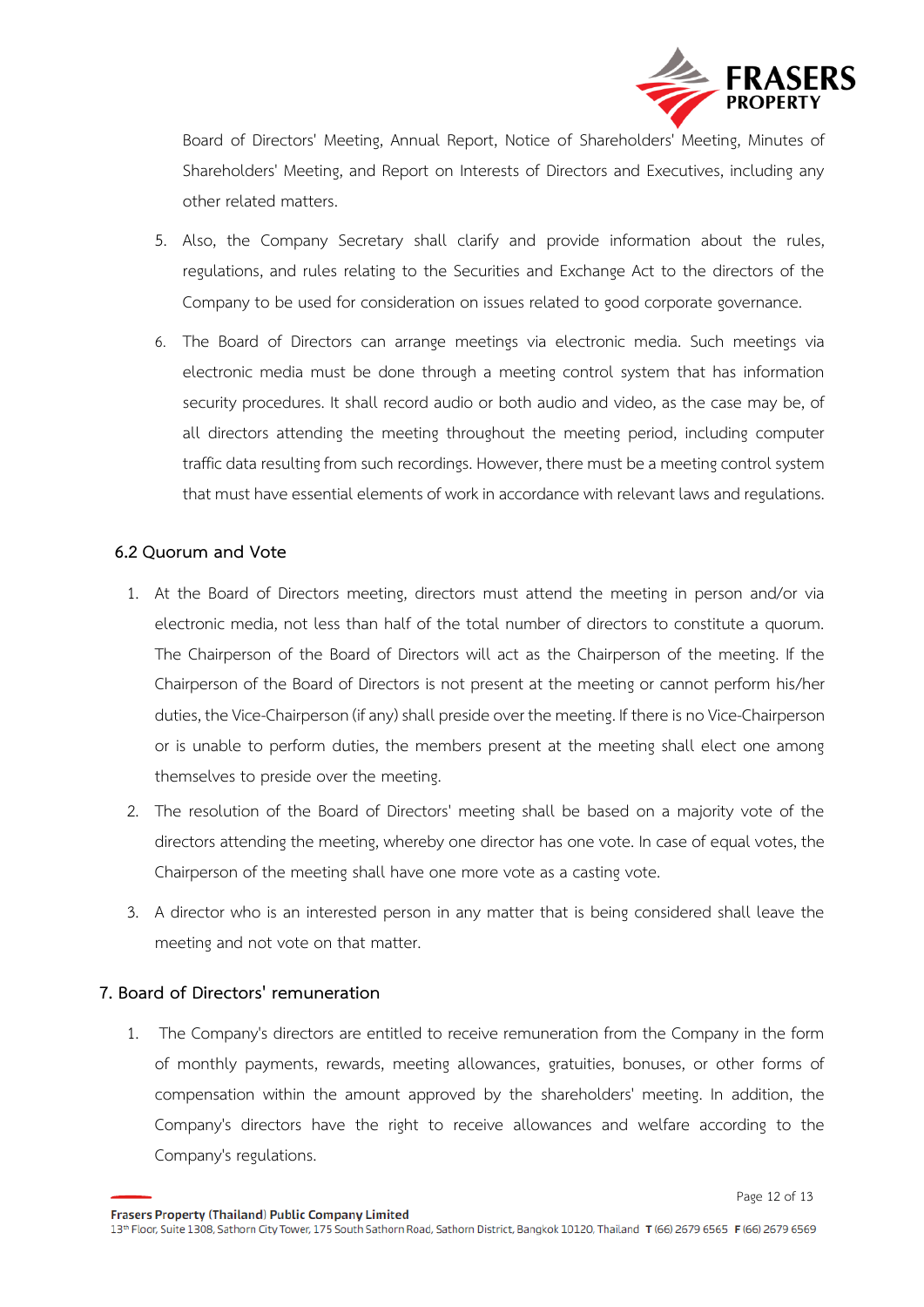Board of Directors' Meeting, Annual Report, Notice of Shareholders' Meeting, Minutes of Shareholders' Meeting, and Report on Interests of Directors and Executives, including any other related matters.

5. Also, the Company Secretary shall clarify and provide information about the rules, regulations, and rules relating to the Securities and Exchange Act to the directors of the Company to be used for consideration on issues related to good corporate governance.
6. The Board of Directors can arrange meetings via electronic media. Such meetings via electronic media must be done through a meeting control system that has information security procedures. It shall record audio or both audio and video, as the case may be, of all directors attending the meeting throughout the meeting period, including computer traffic data resulting from such recordings. However, there must be a meeting control system that must have essential elements of work in accordance with relevant laws and regulations.

### 6.2 Quorum and Vote

1. At the Board of Directors meeting, directors must attend the meeting in person and/or via electronic media, not less than half of the total number of directors to constitute a quorum. The Chairperson of the Board of Directors will act as the Chairperson of the meeting. If the Chairperson of the Board of Directors is not present at the meeting or cannot perform his/her duties, the Vice-Chairperson (if any) shall preside over the meeting. If there is no Vice-Chairperson or is unable to perform duties, the members present at the meeting shall elect one among themselves to preside over the meeting.
2. The resolution of the Board of Directors' meeting shall be based on a majority vote of the directors attending the meeting, whereby one director has one vote. In case of equal votes, the Chairperson of the meeting shall have one more vote as a casting vote.
3. A director who is an interested person in any matter that is being considered shall leave the meeting and not vote on that matter.

## 7. Board of Directors' remuneration

1. The Company's directors are entitled to receive remuneration from the Company in the form of monthly payments, rewards, meeting allowances, gratuities, bonuses, or other forms of compensation within the amount approved by the shareholders' meeting. In addition, the Company's directors have the right to receive allowances and welfare according to the Company's regulations.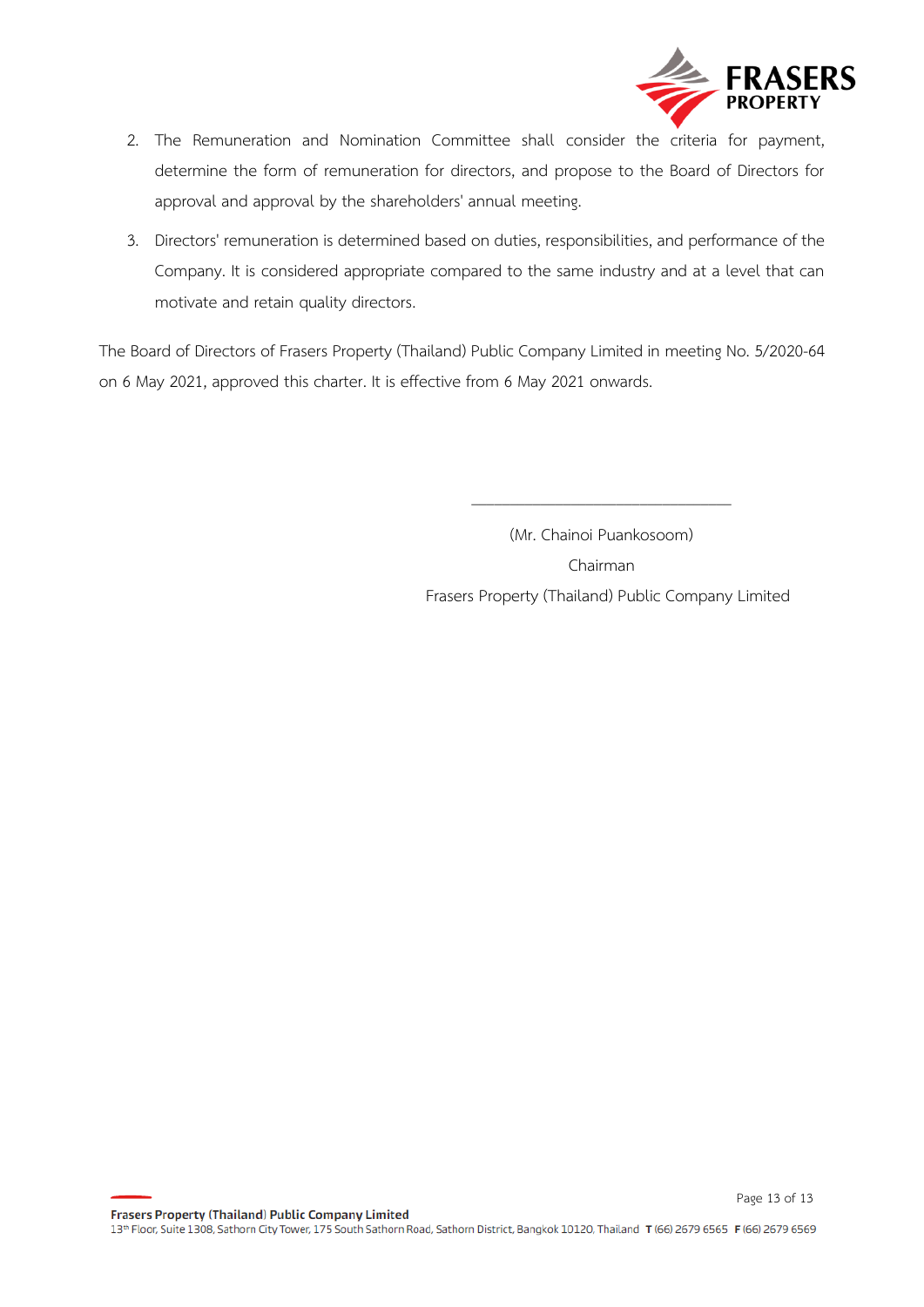2. The Remuneration and Nomination Committee shall consider the criteria for payment, determine the form of remuneration for directors, and propose to the Board of Directors for approval and approval by the shareholders' annual meeting.
3. Directors' remuneration is determined based on duties, responsibilities, and performance of the Company. It is considered appropriate compared to the same industry and at a level that can motivate and retain quality directors.

The Board of Directors of Frasers Property (Thailand) Public Company Limited in meeting No. 5/2020-64 on 6 May 2021, approved this charter. It is effective from 6 May 2021 onwards.

\_\_\_\_\_\_\_\_\_\_\_\_\_\_\_\_\_\_\_\_\_\_\_\_\_\_\_\_\_\_\_\_

(Mr. Chainoi Puankosoom)

Chairman

Frasers Property (Thailand) Public Company Limited